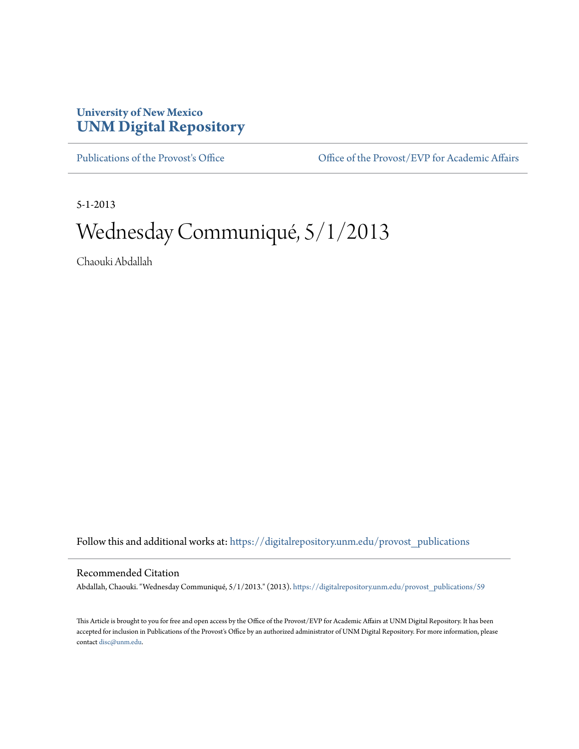**University of New Mexico**
**UNM Digital Repository**

Publications of the Provost's Office | Office of the Provost/EVP for Academic Affairs

5-1-2013

# Wednesday Communiqué, 5/1/2013

Chaouki Abdallah

Follow this and additional works at: https://digitalrepository.unm.edu/provost_publications

## Recommended Citation

Abdallah, Chaouki. "Wednesday Communiqué, 5/1/2013." (2013). https://digitalrepository.unm.edu/provost_publications/59

This Article is brought to you for free and open access by the Office of the Provost/EVP for Academic Affairs at UNM Digital Repository. It has been accepted for inclusion in Publications of the Provost's Office by an authorized administrator of UNM Digital Repository. For more information, please contact disc@unm.edu.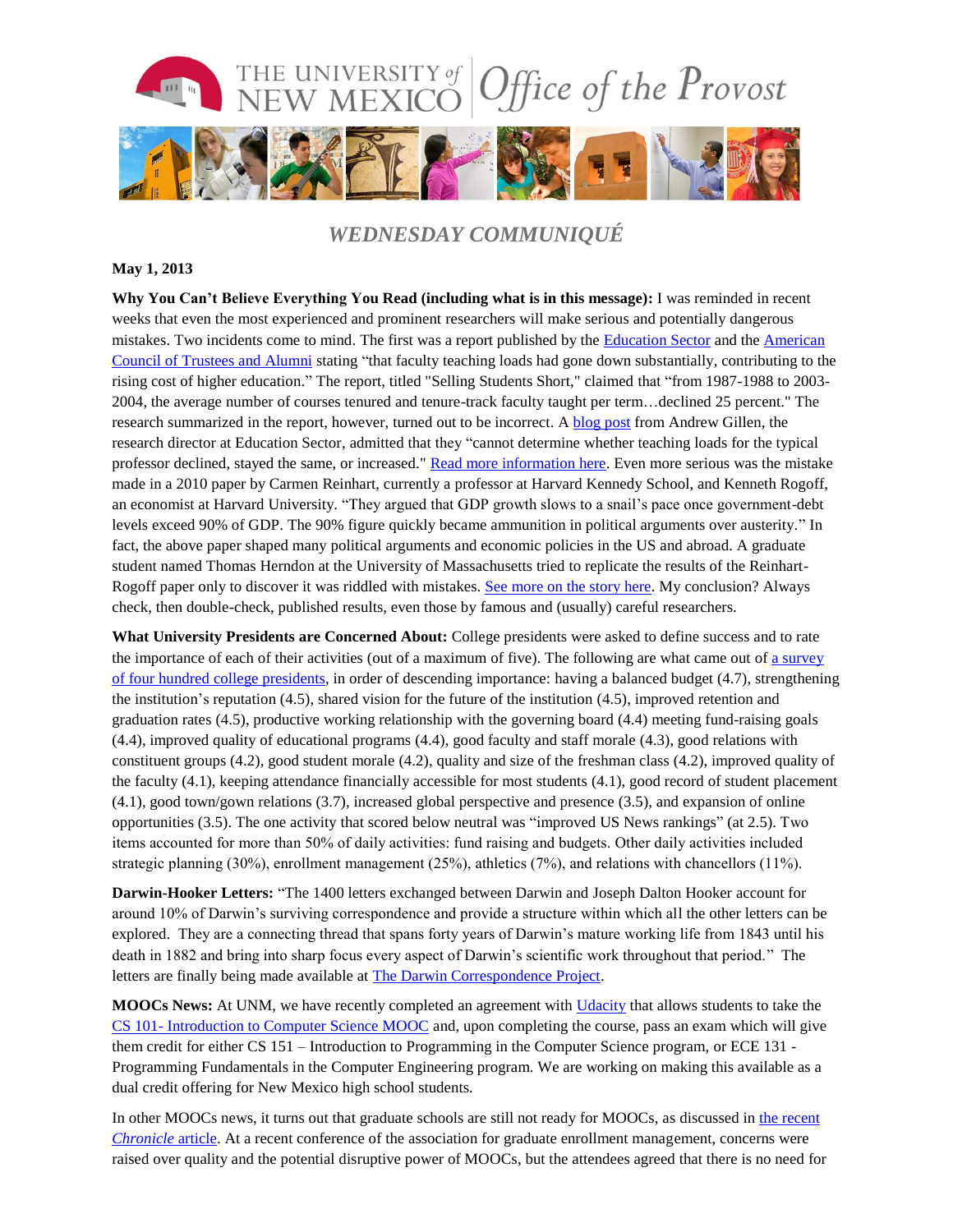# WEDNESDAY COMMUNIQUÉ

**May 1, 2013**

**Why You Can't Believe Everything You Read (including what is in this message):** I was reminded in recent weeks that even the most experienced and prominent researchers will make serious and potentially dangerous mistakes. Two incidents come to mind. The first was a report published by the Education Sector and the American Council of Trustees and Alumni stating "that faculty teaching loads had gone down substantially, contributing to the rising cost of higher education." The report, titled "Selling Students Short," claimed that "from 1987-1988 to 2003-2004, the average number of courses tenured and tenure-track faculty taught per term…declined 25 percent." The research summarized in the report, however, turned out to be incorrect. A blog post from Andrew Gillen, the research director at Education Sector, admitted that they "cannot determine whether teaching loads for the typical professor declined, stayed the same, or increased." Read more information here. Even more serious was the mistake made in a 2010 paper by Carmen Reinhart, currently a professor at Harvard Kennedy School, and Kenneth Rogoff, an economist at Harvard University. "They argued that GDP growth slows to a snail's pace once government-debt levels exceed 90% of GDP. The 90% figure quickly became ammunition in political arguments over austerity." In fact, the above paper shaped many political arguments and economic policies in the US and abroad. A graduate student named Thomas Herndon at the University of Massachusetts tried to replicate the results of the Reinhart-Rogoff paper only to discover it was riddled with mistakes. See more on the story here. My conclusion? Always check, then double-check, published results, even those by famous and (usually) careful researchers.

**What University Presidents are Concerned About:** College presidents were asked to define success and to rate the importance of each of their activities (out of a maximum of five). The following are what came out of a survey of four hundred college presidents, in order of descending importance: having a balanced budget (4.7), strengthening the institution's reputation (4.5), shared vision for the future of the institution (4.5), improved retention and graduation rates (4.5), productive working relationship with the governing board (4.4) meeting fund-raising goals (4.4), improved quality of educational programs (4.4), good faculty and staff morale (4.3), good relations with constituent groups (4.2), good student morale (4.2), quality and size of the freshman class (4.2), improved quality of the faculty (4.1), keeping attendance financially accessible for most students (4.1), good record of student placement (4.1), good town/gown relations (3.7), increased global perspective and presence (3.5), and expansion of online opportunities (3.5). The one activity that scored below neutral was "improved US News rankings" (at 2.5). Two items accounted for more than 50% of daily activities: fund raising and budgets. Other daily activities included strategic planning (30%), enrollment management (25%), athletics (7%), and relations with chancellors (11%).

**Darwin-Hooker Letters:** "The 1400 letters exchanged between Darwin and Joseph Dalton Hooker account for around 10% of Darwin's surviving correspondence and provide a structure within which all the other letters can be explored. They are a connecting thread that spans forty years of Darwin's mature working life from 1843 until his death in 1882 and bring into sharp focus every aspect of Darwin's scientific work throughout that period." The letters are finally being made available at The Darwin Correspondence Project.

**MOOCs News:** At UNM, we have recently completed an agreement with Udacity that allows students to take the CS 101- Introduction to Computer Science MOOC and, upon completing the course, pass an exam which will give them credit for either CS 151 – Introduction to Programming in the Computer Science program, or ECE 131 - Programming Fundamentals in the Computer Engineering program. We are working on making this available as a dual credit offering for New Mexico high school students.

In other MOOCs news, it turns out that graduate schools are still not ready for MOOCs, as discussed in the recent *Chronicle* article. At a recent conference of the association for graduate enrollment management, concerns were raised over quality and the potential disruptive power of MOOCs, but the attendees agreed that there is no need for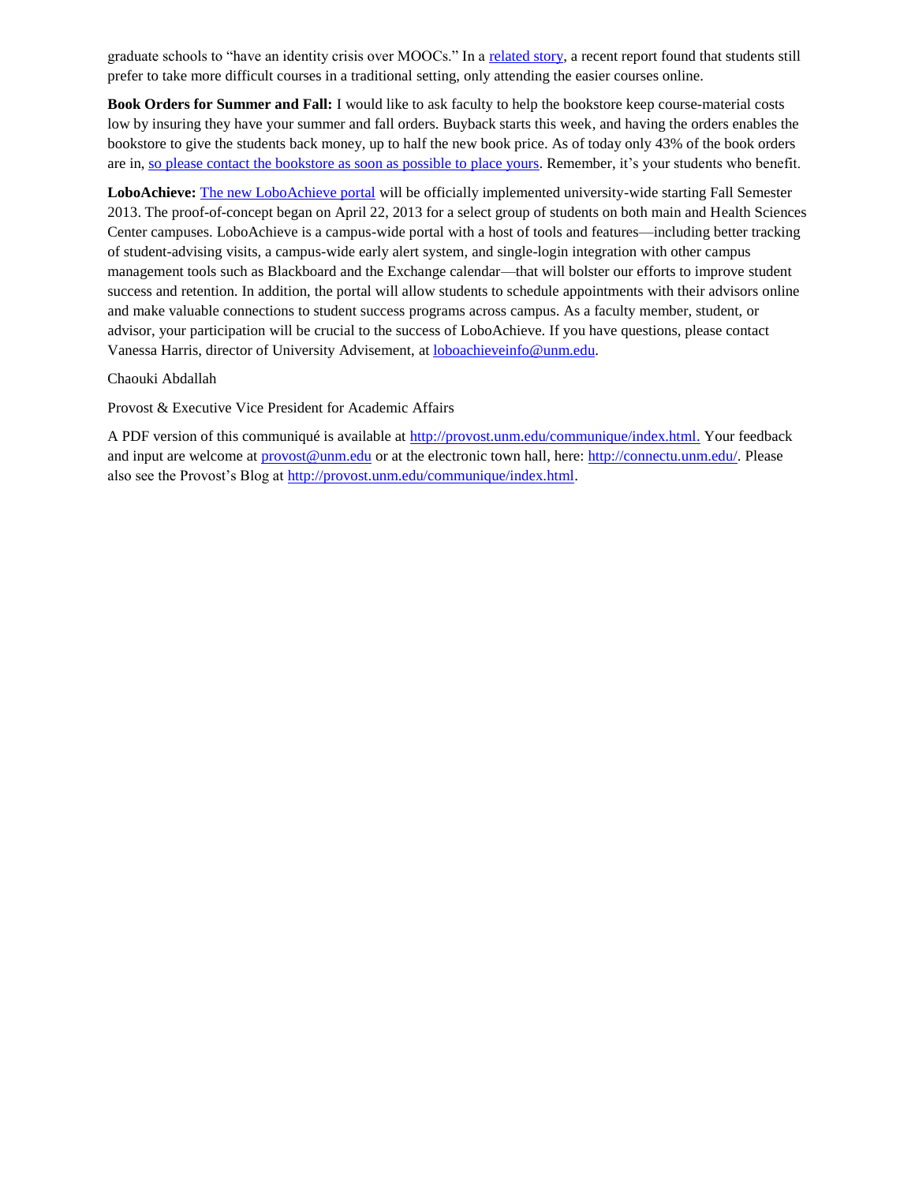graduate schools to “have an identity crisis over MOOCs.” In a related story, a recent report found that students still prefer to take more difficult courses in a traditional setting, only attending the easier courses online.

**Book Orders for Summer and Fall:** I would like to ask faculty to help the bookstore keep course-material costs low by insuring they have your summer and fall orders. Buyback starts this week, and having the orders enables the bookstore to give the students back money, up to half the new book price. As of today only 43% of the book orders are in, so please contact the bookstore as soon as possible to place yours. Remember, it’s your students who benefit.

**LoboAchieve:** The new LoboAchieve portal will be officially implemented university-wide starting Fall Semester 2013. The proof-of-concept began on April 22, 2013 for a select group of students on both main and Health Sciences Center campuses. LoboAchieve is a campus-wide portal with a host of tools and features—including better tracking of student-advising visits, a campus-wide early alert system, and single-login integration with other campus management tools such as Blackboard and the Exchange calendar—that will bolster our efforts to improve student success and retention. In addition, the portal will allow students to schedule appointments with their advisors online and make valuable connections to student success programs across campus. As a faculty member, student, or advisor, your participation will be crucial to the success of LoboAchieve. If you have questions, please contact Vanessa Harris, director of University Advisement, at loboachieveinfo@unm.edu.

Chaouki Abdallah

Provost & Executive Vice President for Academic Affairs

A PDF version of this communiqué is available at http://provost.unm.edu/communique/index.html. Your feedback and input are welcome at provost@unm.edu or at the electronic town hall, here: http://connectu.unm.edu/. Please also see the Provost’s Blog at http://provost.unm.edu/communique/index.html.